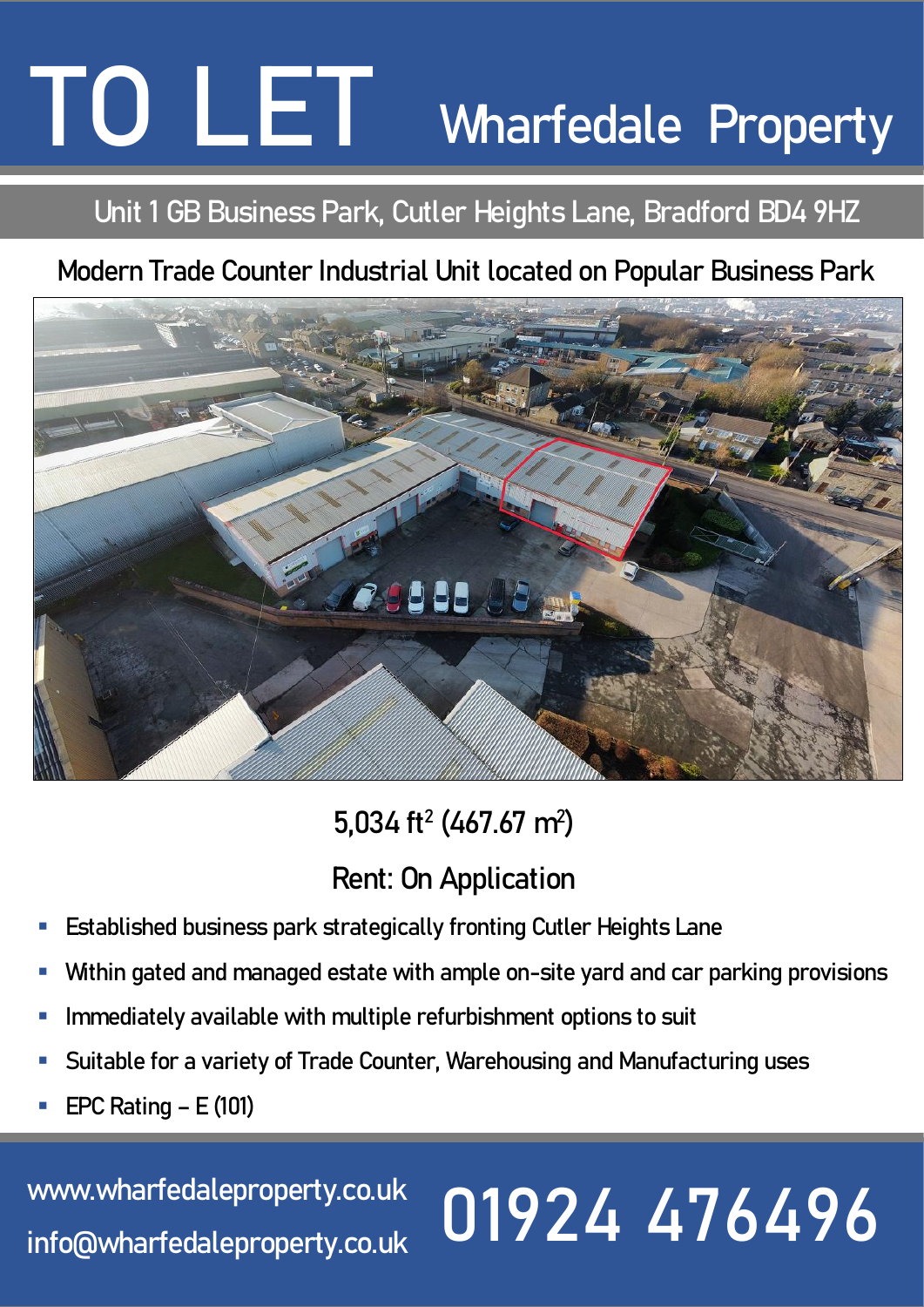# TO LET

## Wharfedale Property

### Unit 1 GB Business Park, Cutler Heights Lane, Bradford BD4 9HZ

### Modern Trade Counter Industrial Unit located on Popular Business Park

## 5,034 ft² (467.67 m²)

## Rent: On Application

- Established business park strategically fronting Cutler Heights Lane
- Within gated and managed estate with ample on-site yard and car parking provisions
- Immediately available with multiple refurbishment options to suit
- Suitable for a variety of Trade Counter, Warehousing and Manufacturing uses
- EPC Rating – E (101)

www.wharfedaleproperty.co.uk
info@wharfedaleproperty.co.uk

**01924 476496**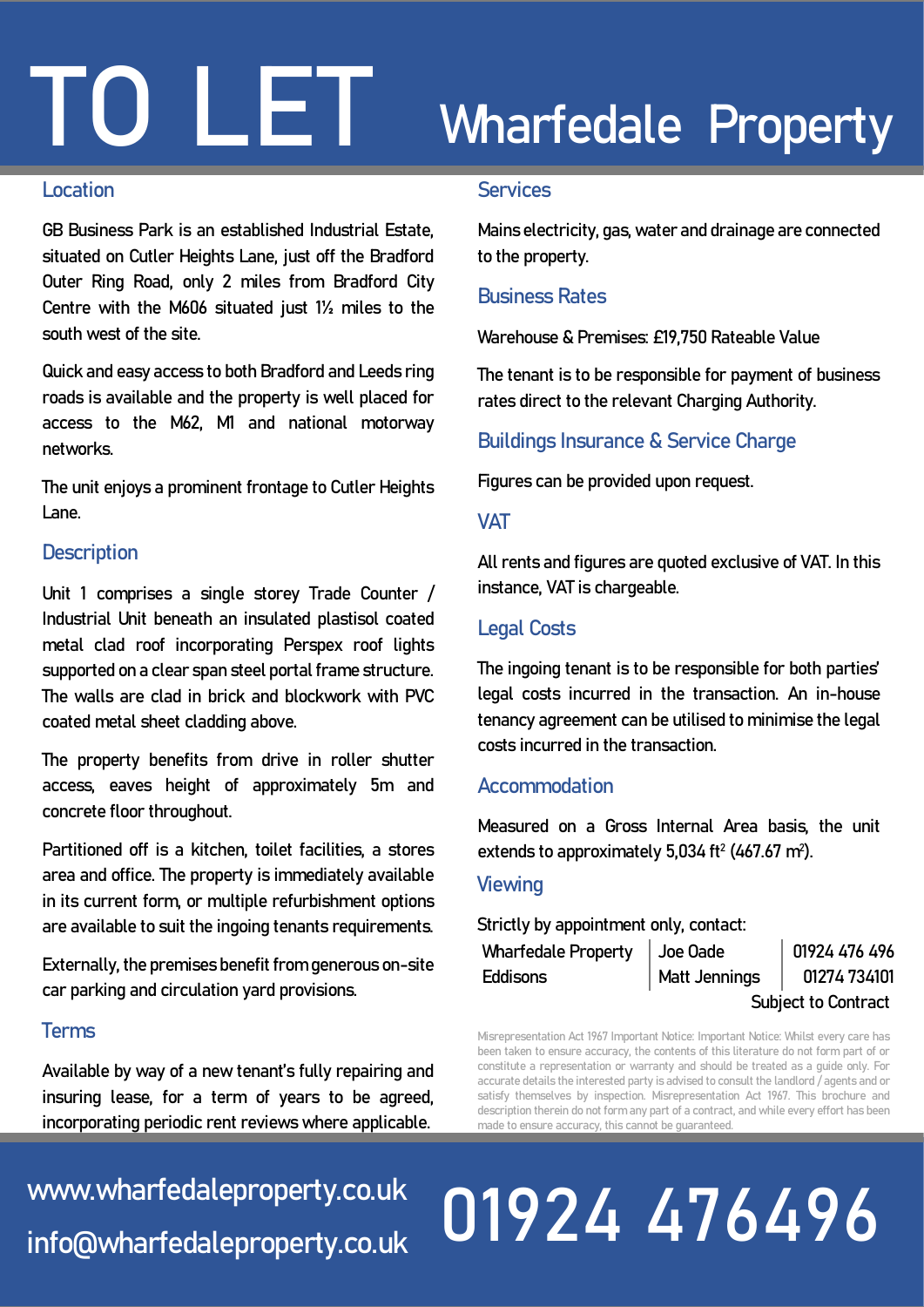# TO LET

## Wharfedale Property

### Location

GB Business Park is an established Industrial Estate, situated on Cutler Heights Lane, just off the Bradford Outer Ring Road, only 2 miles from Bradford City Centre with the M606 situated just 1½ miles to the south west of the site.

Quick and easy access to both Bradford and Leeds ring roads is available and the property is well placed for access to the M62, M1 and national motorway networks.

The unit enjoys a prominent frontage to Cutler Heights Lane.

### Description

Unit 1 comprises a single storey Trade Counter / Industrial Unit beneath an insulated plastisol coated metal clad roof incorporating Perspex roof lights supported on a clear span steel portal frame structure. The walls are clad in brick and blockwork with PVC coated metal sheet cladding above.

The property benefits from drive in roller shutter access, eaves height of approximately 5m and concrete floor throughout.

Partitioned off is a kitchen, toilet facilities, a stores area and office. The property is immediately available in its current form, or multiple refurbishment options are available to suit the ingoing tenants requirements.

Externally, the premises benefit from generous on-site car parking and circulation yard provisions.

### Terms

Available by way of a new tenant's fully repairing and insuring lease, for a term of years to be agreed, incorporating periodic rent reviews where applicable.

### Services

Mains electricity, gas, water and drainage are connected to the property.

### Business Rates

Warehouse & Premises: £19,750 Rateable Value

The tenant is to be responsible for payment of business rates direct to the relevant Charging Authority.

### Buildings Insurance & Service Charge

Figures can be provided upon request.

### VAT

All rents and figures are quoted exclusive of VAT. In this instance, VAT is chargeable.

### Legal Costs

The ingoing tenant is to be responsible for both parties' legal costs incurred in the transaction. An in-house tenancy agreement can be utilised to minimise the legal costs incurred in the transaction.

### Accommodation

Measured on a Gross Internal Area basis, the unit extends to approximately 5,034 ft² (467.67 m²).

### Viewing

Strictly by appointment only, contact:

| | | |
|---|---|---|
| Wharfedale Property | Joe Oade | 01924 476 496 |
| Eddisons | Matt Jennings | 01274 734101 |

Subject to Contract

Misrepresentation Act 1967 Important Notice: Important Notice: Whilst every care has been taken to ensure accuracy, the contents of this literature do not form part of or constitute a representation or warranty and should be treated as a guide only. For accurate details the interested party is advised to consult the landlord / agents and or satisfy themselves by inspection. Misrepresentation Act 1967. This brochure and description therein do not form any part of a contract, and while every effort has been made to ensure accuracy, this cannot be guaranteed.

www.wharfedaleproperty.co.uk
info@wharfedaleproperty.co.uk

01924 476496